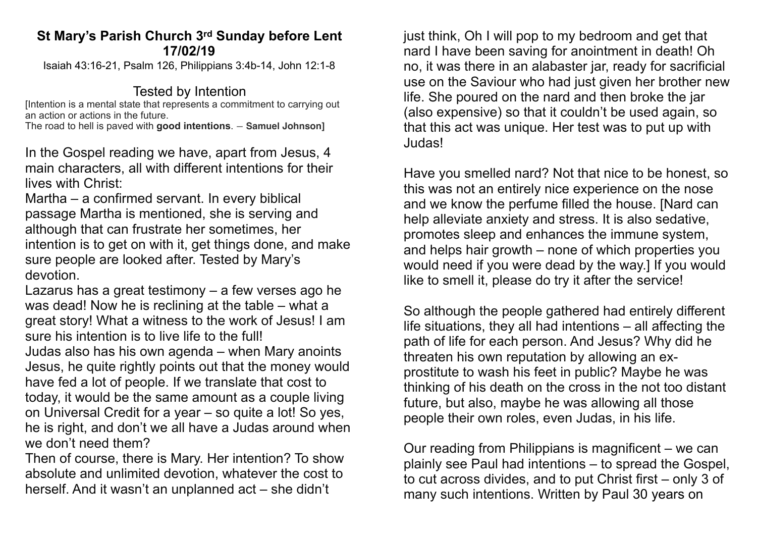**St Mary's Parish Church 3rd Sunday before Lent 17/02/19**

Isaiah 43:16-21, Psalm 126, Philippians 3:4b-14, John 12:1-8

## Tested by Intention

[Intention is a mental state that represents a commitment to carrying out an action or actions in the future.
The road to hell is paved with **good intentions**. – **Samuel Johnson]**

In the Gospel reading we have, apart from Jesus, 4 main characters, all with different intentions for their lives with Christ:

Martha – a confirmed servant. In every biblical passage Martha is mentioned, she is serving and although that can frustrate her sometimes, her intention is to get on with it, get things done, and make sure people are looked after. Tested by Mary's devotion.

Lazarus has a great testimony – a few verses ago he was dead! Now he is reclining at the table – what a great story! What a witness to the work of Jesus! I am sure his intention is to live life to the full!

Judas also has his own agenda – when Mary anoints Jesus, he quite rightly points out that the money would have fed a lot of people. If we translate that cost to today, it would be the same amount as a couple living on Universal Credit for a year – so quite a lot! So yes, he is right, and don't we all have a Judas around when we don't need them?

Then of course, there is Mary. Her intention? To show absolute and unlimited devotion, whatever the cost to herself. And it wasn't an unplanned act – she didn't just think, Oh I will pop to my bedroom and get that nard I have been saving for anointment in death! Oh no, it was there in an alabaster jar, ready for sacrificial use on the Saviour who had just given her brother new life. She poured on the nard and then broke the jar (also expensive) so that it couldn't be used again, so that this act was unique. Her test was to put up with Judas!

Have you smelled nard? Not that nice to be honest, so this was not an entirely nice experience on the nose and we know the perfume filled the house. [Nard can help alleviate anxiety and stress. It is also sedative, promotes sleep and enhances the immune system, and helps hair growth – none of which properties you would need if you were dead by the way.] If you would like to smell it, please do try it after the service!

So although the people gathered had entirely different life situations, they all had intentions – all affecting the path of life for each person. And Jesus? Why did he threaten his own reputation by allowing an ex-prostitute to wash his feet in public? Maybe he was thinking of his death on the cross in the not too distant future, but also, maybe he was allowing all those people their own roles, even Judas, in his life.

Our reading from Philippians is magnificent – we can plainly see Paul had intentions – to spread the Gospel, to cut across divides, and to put Christ first – only 3 of many such intentions. Written by Paul 30 years on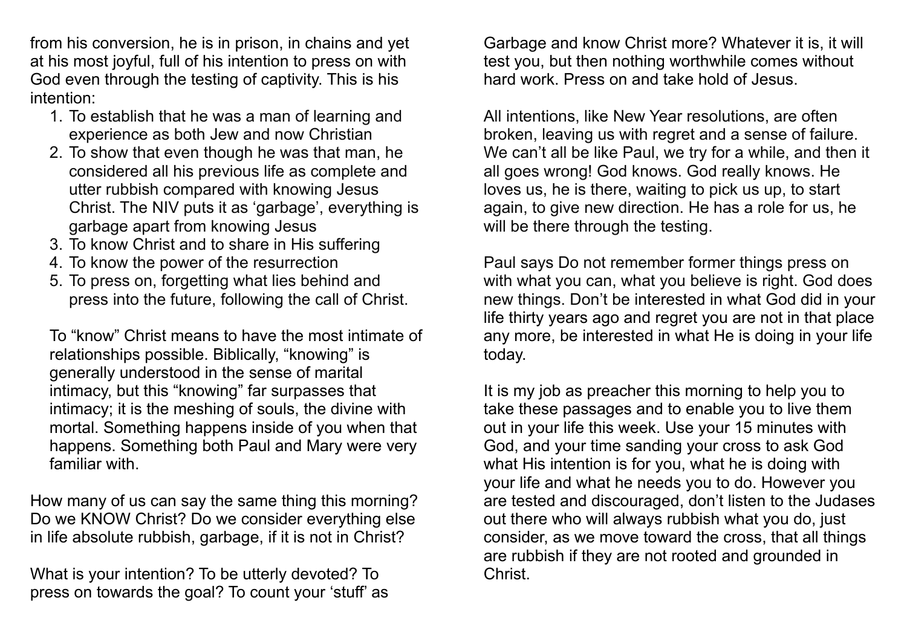from his conversion, he is in prison, in chains and yet at his most joyful, full of his intention to press on with God even through the testing of captivity. This is his intention:

1. To establish that he was a man of learning and experience as both Jew and now Christian
2. To show that even though he was that man, he considered all his previous life as complete and utter rubbish compared with knowing Jesus Christ. The NIV puts it as 'garbage', everything is garbage apart from knowing Jesus
3. To know Christ and to share in His suffering
4. To know the power of the resurrection
5. To press on, forgetting what lies behind and press into the future, following the call of Christ.

To "know" Christ means to have the most intimate of relationships possible. Biblically, "knowing" is generally understood in the sense of marital intimacy, but this "knowing" far surpasses that intimacy; it is the meshing of souls, the divine with mortal. Something happens inside of you when that happens. Something both Paul and Mary were very familiar with.

How many of us can say the same thing this morning? Do we KNOW Christ? Do we consider everything else in life absolute rubbish, garbage, if it is not in Christ?

What is your intention? To be utterly devoted? To press on towards the goal? To count your 'stuff' as Garbage and know Christ more? Whatever it is, it will test you, but then nothing worthwhile comes without hard work. Press on and take hold of Jesus.

All intentions, like New Year resolutions, are often broken, leaving us with regret and a sense of failure. We can't all be like Paul, we try for a while, and then it all goes wrong! God knows. God really knows. He loves us, he is there, waiting to pick us up, to start again, to give new direction. He has a role for us, he will be there through the testing.

Paul says Do not remember former things press on with what you can, what you believe is right. God does new things. Don't be interested in what God did in your life thirty years ago and regret you are not in that place any more, be interested in what He is doing in your life today.

It is my job as preacher this morning to help you to take these passages and to enable you to live them out in your life this week. Use your 15 minutes with God, and your time sanding your cross to ask God what His intention is for you, what he is doing with your life and what he needs you to do. However you are tested and discouraged, don't listen to the Judases out there who will always rubbish what you do, just consider, as we move toward the cross, that all things are rubbish if they are not rooted and grounded in Christ.